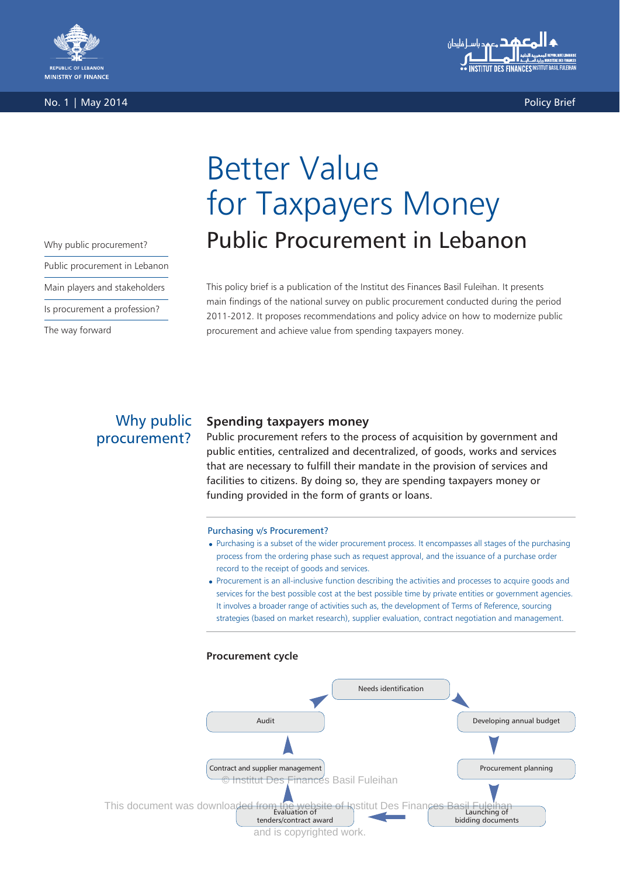REPUBLIC OF LEBANON
MINISTRY OF FINANCE

No. 1 | May 2014

Policy Brief

# Better Value for Taxpayers Money

## Public Procurement in Lebanon

- Why public procurement?
- Public procurement in Lebanon
- Main players and stakeholders
- Is procurement a profession?
- The way forward

This policy brief is a publication of the Institut des Finances Basil Fuleihan. It presents main findings of the national survey on public procurement conducted during the period 2011-2012. It proposes recommendations and policy advice on how to modernize public procurement and achieve value from spending taxpayers money.

## Why public procurement?

### Spending taxpayers money

Public procurement refers to the process of acquisition by government and public entities, centralized and decentralized, of goods, works and services that are necessary to fulfill their mandate in the provision of services and facilities to citizens. By doing so, they are spending taxpayers money or funding provided in the form of grants or loans.

**Purchasing v/s Procurement?**

- Purchasing is a subset of the wider procurement process. It encompasses all stages of the purchasing process from the ordering phase such as request approval, and the issuance of a purchase order record to the receipt of goods and services.
- Procurement is an all-inclusive function describing the activities and processes to acquire goods and services for the best possible cost at the best possible time by private entities or government agencies. It involves a broader range of activities such as, the development of Terms of Reference, sourcing strategies (based on market research), supplier evaluation, contract negotiation and management.

### Procurement cycle

Needs identification → Developing annual budget → Procurement planning → Launching of bidding documents → Evaluation of tenders/contract award → Contract and supplier management → Audit → Needs identification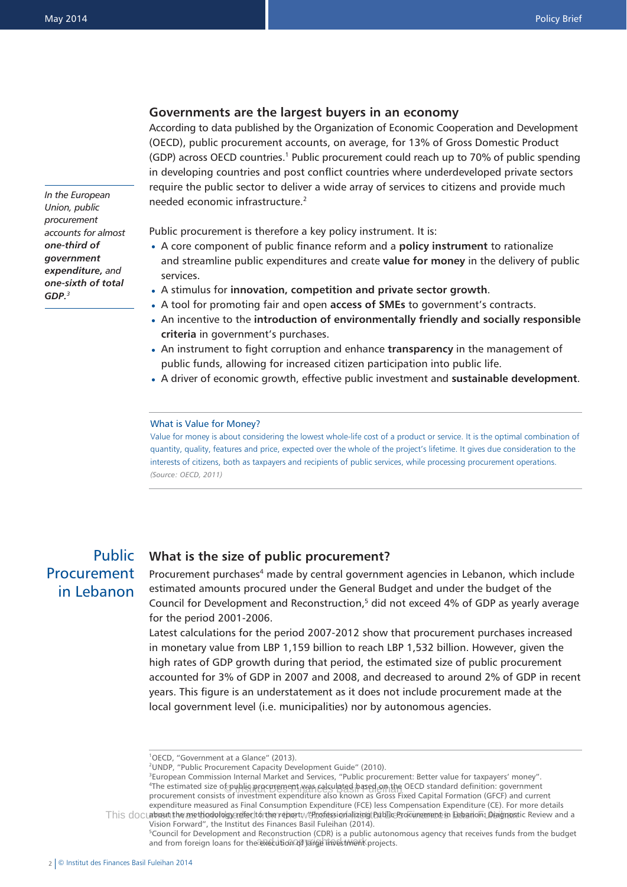## Governments are the largest buyers in an economy

According to data published by the Organization of Economic Cooperation and Development (OECD), public procurement accounts, on average, for 13% of Gross Domestic Product (GDP) across OECD countries.[1] Public procurement could reach up to 70% of public spending in developing countries and post conflict countries where underdeveloped private sectors require the public sector to deliver a wide array of services to citizens and provide much needed economic infrastructure.[2]

*In the European Union, public procurement accounts for almost* ***one-third of government expenditure,*** *and* ***one-sixth of total GDP.***[3]

Public procurement is therefore a key policy instrument. It is:

- A core component of public finance reform and a **policy instrument** to rationalize and streamline public expenditures and create **value for money** in the delivery of public services.
- A stimulus for **innovation, competition and private sector growth**.
- A tool for promoting fair and open **access of SMEs** to government's contracts.
- An incentive to the **introduction of environmentally friendly and socially responsible criteria** in government's purchases.
- An instrument to fight corruption and enhance **transparency** in the management of public funds, allowing for increased citizen participation into public life.
- A driver of economic growth, effective public investment and **sustainable development**.

**What is Value for Money?**

Value for money is about considering the lowest whole-life cost of a product or service. It is the optimal combination of quantity, quality, features and price, expected over the whole of the project's lifetime. It gives due consideration to the interests of citizens, both as taxpayers and recipients of public services, while processing procurement operations.

*(Source: OECD, 2011)*

# Public Procurement in Lebanon

## What is the size of public procurement?

Procurement purchases[4] made by central government agencies in Lebanon, which include estimated amounts procured under the General Budget and under the budget of the Council for Development and Reconstruction,[5] did not exceed 4% of GDP as yearly average for the period 2001-2006.

Latest calculations for the period 2007-2012 show that procurement purchases increased in monetary value from LBP 1,159 billion to reach LBP 1,532 billion. However, given the high rates of GDP growth during that period, the estimated size of public procurement accounted for 3% of GDP in 2007 and 2008, and decreased to around 2% of GDP in recent years. This figure is an understatement as it does not include procurement made at the local government level (i.e. municipalities) nor by autonomous agencies.

---

[1]OECD, "Government at a Glance" (2013).

[2]UNDP, "Public Procurement Capacity Development Guide" (2010).

[3]European Commission Internal Market and Services, "Public procurement: Better value for taxpayers' money".

[4]The estimated size of public procurement was calculated based on the OECD standard definition: government procurement consists of investment expenditure also known as Gross Fixed Capital Formation (GFCF) and current expenditure measured as Final Consumption Expenditure (FCE) less Compensation Expenditure (CE). For more details about the methodology refer to the report "Professionalizing Public Procurement in Lebanon: Diagnostic Review and a Vision Forward", the Institut des Finances Basil Fuleihan (2014).

[5]Council for Development and Reconstruction (CDR) is a public autonomous agency that receives funds from the budget and from foreign loans for the execution of large investment projects.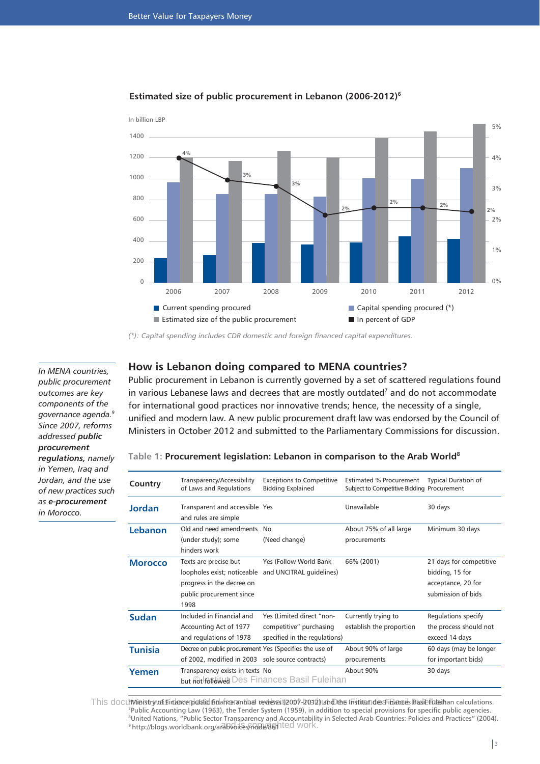### Estimated size of public procurement in Lebanon (2006-2012)[6]

In billion LBP

| Year | 2006 | 2007 | 2008 | 2009 | 2010 | 2011 | 2012 |
|---|---|---|---|---|---|---|---|
| In percent of GDP | 4% | 3% | 3% | 2% | 2% | 2% | 2% |

- Current spending procured
- Capital spending procured (*)
- Estimated size of the public procurement
- In percent of GDP

*(\*): Capital spending includes CDR domestic and foreign financed capital expenditures.*

> *In MENA countries, public procurement outcomes are key components of the governance agenda.[9] Since 2007, reforms addressed* ***public procurement regulations,*** *namely in Yemen, Iraq and Jordan, and the use of new practices such as* ***e-procurement*** *in Morocco.*

## How is Lebanon doing compared to MENA countries?

Public procurement in Lebanon is currently governed by a set of scattered regulations found in various Lebanese laws and decrees that are mostly outdated[7] and do not accommodate for international good practices nor innovative trends; hence, the necessity of a single, unified and modern law. A new public procurement draft law was endorsed by the Council of Ministers in October 2012 and submitted to the Parliamentary Commissions for discussion.

Table 1: **Procurement legislation: Lebanon in comparison to the Arab World[8]**

| Country | Transparency/Accessibility of Laws and Regulations | Exceptions to Competitive Bidding Explained | Estimated % Procurement Subject to Competitive Bidding | Typical Duration of Procurement |
|---|---|---|---|---|
| **Jordan** | Transparent and accessible and rules are simple | Yes | Unavailable | 30 days |
| **Lebanon** | Old and need amendments (under study); some hinders work | No (Need change) | About 75% of all large procurements | Minimum 30 days |
| **Morocco** | Texts are precise but loopholes exist; noticeable progress in the decree on public procurement since 1998 | Yes (Follow World Bank and UNCITRAL guidelines) | 66% (2001) | 21 days for competitive bidding, 15 for acceptance, 20 for submission of bids |
| **Sudan** | Included in Financial and Accounting Act of 1977 and regulations of 1978 | Yes (Limited direct "non-competitive" purchasing specified in the regulations) | Currently trying to establish the proportion | Regulations specify the process should not exceed 14 days |
| **Tunisia** | Decree on public procurement of 2002, modified in 2003 | Yes (Specifies the use of sole source contracts) | About 90% of large procurements | 60 days (may be longer for important bids) |
| **Yemen** | Transparency exists in texts but not followed | No | About 90% | 30 days |

[6] Ministry of Finance public finance annual reviews (2007-2012) and the Institut des Finances Basil Fuleihan calculations.
[7] Public Accounting Law (1963), the Tender System (1959), in addition to special provisions for specific public agencies.
[8] United Nations, "Public Sector Transparency and Accountability in Selected Arab Countries: Policies and Practices" (2004).
[9] http://blogs.worldbank.org/arabvoices/node/861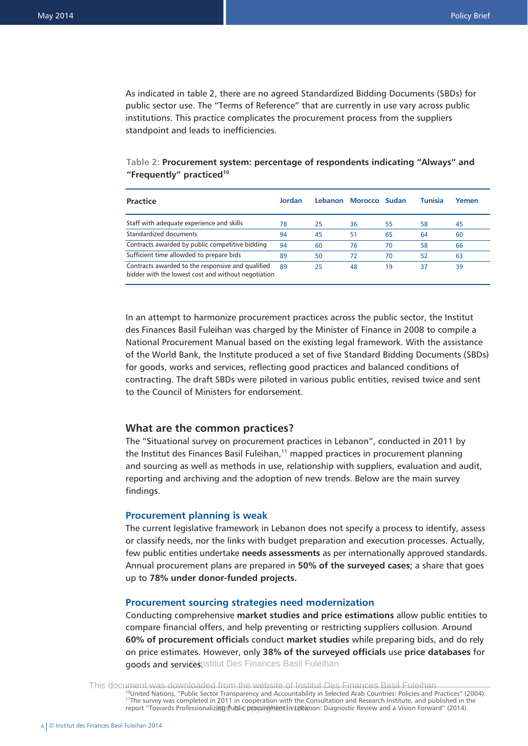As indicated in table 2, there are no agreed Standardized Bidding Documents (SBDs) for public sector use. The "Terms of Reference" that are currently in use vary across public institutions. This practice complicates the procurement process from the suppliers standpoint and leads to inefficiencies.

Table 2: **Procurement system: percentage of respondents indicating "Always" and "Frequently" practiced**[10]

| Practice | Jordan | Lebanon | Morocco | Sudan | Tunisia | Yemen |
|---|---|---|---|---|---|---|
| Staff with adequate experience and skills | 78 | 25 | 36 | 55 | 58 | 45 |
| Standardized documents | 94 | 45 | 51 | 65 | 64 | 60 |
| Contracts awarded by public competitive bidding | 94 | 60 | 76 | 70 | 58 | 66 |
| Sufficient time allowed to prepare bids | 89 | 50 | 72 | 70 | 52 | 63 |
| Contracts awarded to the responsive and qualified bidder with the lowest cost and without negotiation | 89 | 25 | 48 | 19 | 37 | 39 |

In an attempt to harmonize procurement practices across the public sector, the Institut des Finances Basil Fuleihan was charged by the Minister of Finance in 2008 to compile a National Procurement Manual based on the existing legal framework. With the assistance of the World Bank, the Institute produced a set of five Standard Bidding Documents (SBDs) for goods, works and services, reflecting good practices and balanced conditions of contracting. The draft SBDs were piloted in various public entities, revised twice and sent to the Council of Ministers for endorsement.

## What are the common practices?

The "Situational survey on procurement practices in Lebanon", conducted in 2011 by the Institut des Finances Basil Fuleihan,[11] mapped practices in procurement planning and sourcing as well as methods in use, relationship with suppliers, evaluation and audit, reporting and archiving and the adoption of new trends. Below are the main survey findings.

### Procurement planning is weak

The current legislative framework in Lebanon does not specify a process to identify, assess or classify needs, nor the links with budget preparation and execution processes. Actually, few public entities undertake **needs assessments** as per internationally approved standards. Annual procurement plans are prepared in **50% of the surveyed cases**; a share that goes up to **78% under donor-funded projects.**

### Procurement sourcing strategies need modernization

Conducting comprehensive **market studies and price estimations** allow public entities to compare financial offers, and help preventing or restricting suppliers collusion. Around **60% of procurement official**s conduct **market studies** while preparing bids, and do rely on price estimates. However, only **38% of the surveyed officials** use **price databases** for goods and services.

[10] United Nations, "Public Sector Transparency and Accountability in Selected Arab Countries: Policies and Practices" (2004).
[11] The survey was completed in 2011 in cooperation with the Consultation and Research Institute, and published in the report "Towards Professionalizing Public procurement in Lebanon: Diagnostic Review and a Vision Forward" (2014).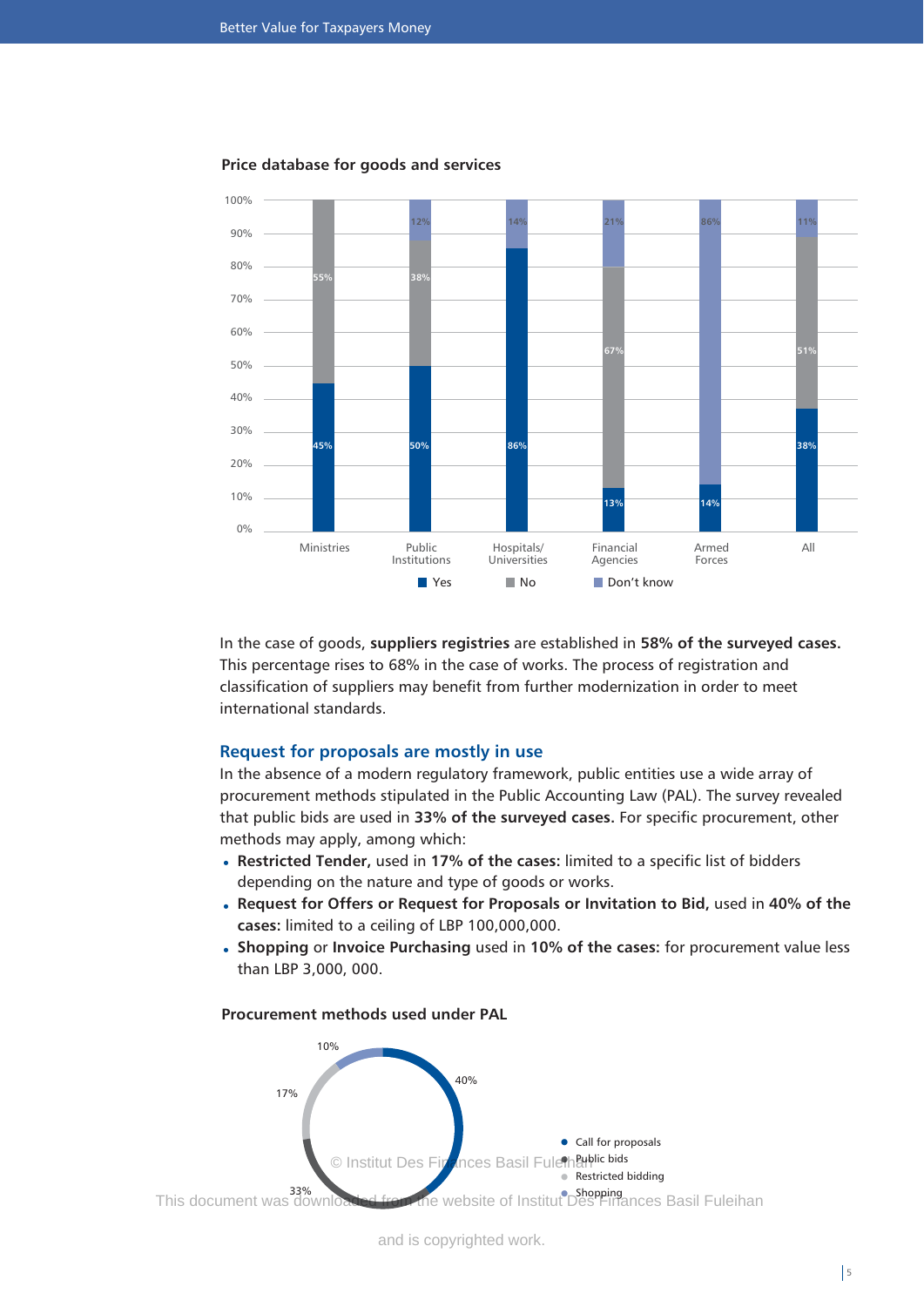**Price database for goods and services**

| | Ministries | Public Institutions | Hospitals/ Universities | Financial Agencies | Armed Forces | All |
|---|---|---|---|---|---|---|
| Yes | 45% | 50% | 86% | 13% | 14% | 38% |
| No | 55% | 38% | | 67% | | 51% |
| Don't know | | 12% | 14% | 21% | 86% | 11% |

In the case of goods, **suppliers registries** are established in **58% of the surveyed cases.** This percentage rises to 68% in the case of works. The process of registration and classification of suppliers may benefit from further modernization in order to meet international standards.

## Request for proposals are mostly in use

In the absence of a modern regulatory framework, public entities use a wide array of procurement methods stipulated in the Public Accounting Law (PAL). The survey revealed that public bids are used in **33% of the surveyed cases.** For specific procurement, other methods may apply, among which:

- **Restricted Tender,** used in **17% of the cases:** limited to a specific list of bidders depending on the nature and type of goods or works.
- **Request for Offers or Request for Proposals or Invitation to Bid,** used in **40% of the cases:** limited to a ceiling of LBP 100,000,000.
- **Shopping** or **Invoice Purchasing** used in **10% of the cases:** for procurement value less than LBP 3,000, 000.

**Procurement methods used under PAL**

| Method | Share |
|---|---|
| Call for proposals | 40% |
| Public bids | 33% |
| Restricted bidding | 17% |
| Shopping | 10% |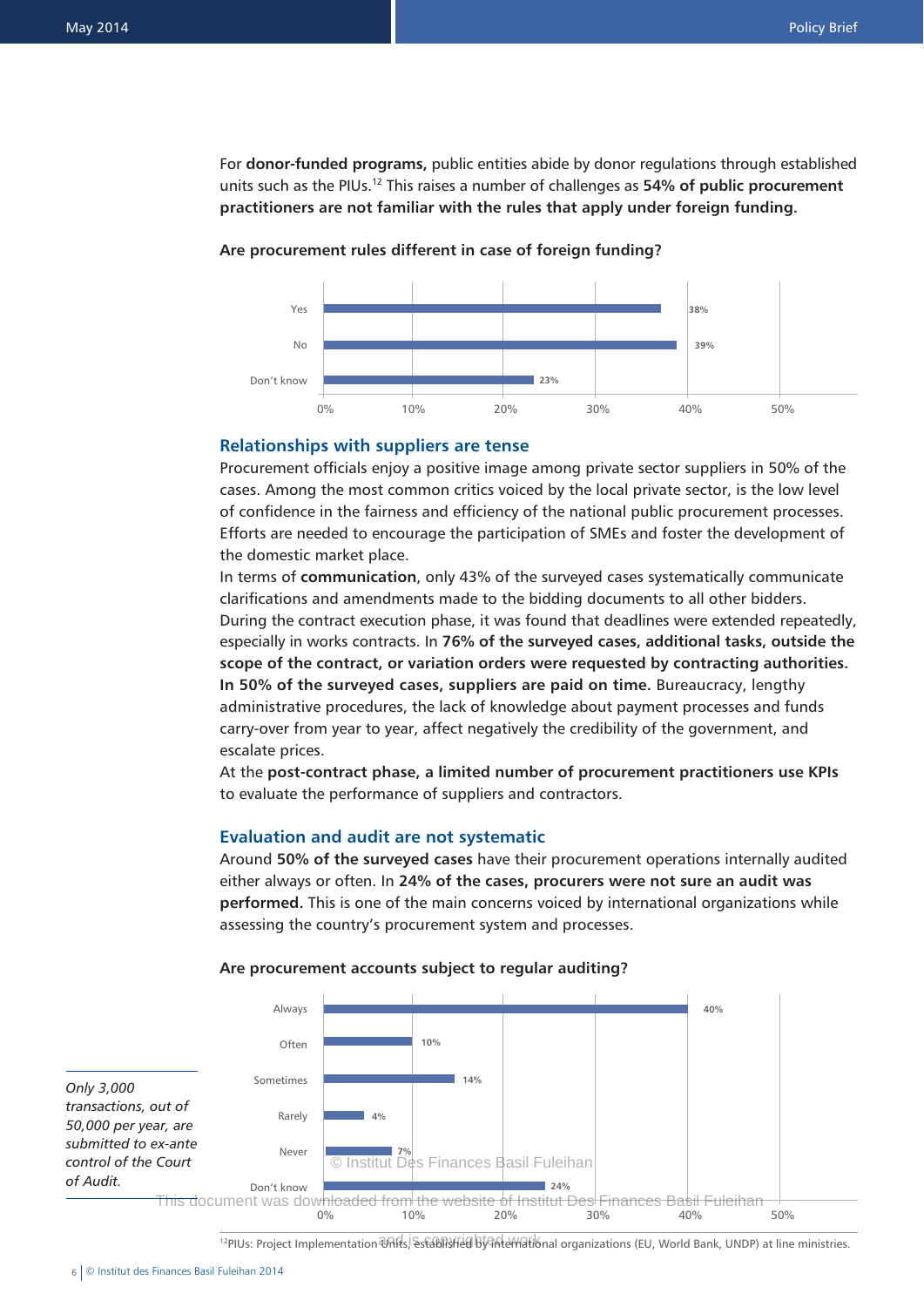For **donor-funded programs,** public entities abide by donor regulations through established units such as the PIUs.[12] This raises a number of challenges as **54% of public procurement practitioners are not familiar with the rules that apply under foreign funding.**

**Are procurement rules different in case of foreign funding?**

| Answer | Share |
|---|---|
| Yes | 38% |
| No | 39% |
| Don't know | 23% |

## Relationships with suppliers are tense

Procurement officials enjoy a positive image among private sector suppliers in 50% of the cases. Among the most common critics voiced by the local private sector, is the low level of confidence in the fairness and efficiency of the national public procurement processes. Efforts are needed to encourage the participation of SMEs and foster the development of the domestic market place.

In terms of **communication**, only 43% of the surveyed cases systematically communicate clarifications and amendments made to the bidding documents to all other bidders. During the contract execution phase, it was found that deadlines were extended repeatedly, especially in works contracts. In **76% of the surveyed cases, additional tasks, outside the scope of the contract, or variation orders were requested by contracting authorities. In 50% of the surveyed cases, suppliers are paid on time.** Bureaucracy, lengthy administrative procedures, the lack of knowledge about payment processes and funds carry-over from year to year, affect negatively the credibility of the government, and escalate prices.

At the **post-contract phase, a limited number of procurement practitioners use KPIs** to evaluate the performance of suppliers and contractors.

## Evaluation and audit are not systematic

Around **50% of the surveyed cases** have their procurement operations internally audited either always or often. In **24% of the cases, procurers were not sure an audit was performed.** This is one of the main concerns voiced by international organizations while assessing the country's procurement system and processes.

**Are procurement accounts subject to regular auditing?**

| Answer | Share |
|---|---|
| Always | 40% |
| Often | 10% |
| Sometimes | 14% |
| Rarely | 4% |
| Never | 7% |
| Don't know | 24% |

*Only 3,000 transactions, out of 50,000 per year, are submitted to ex-ante control of the Court of Audit.*

[12] PIUs: Project Implementation Units, established by international organizations (EU, World Bank, UNDP) at line ministries.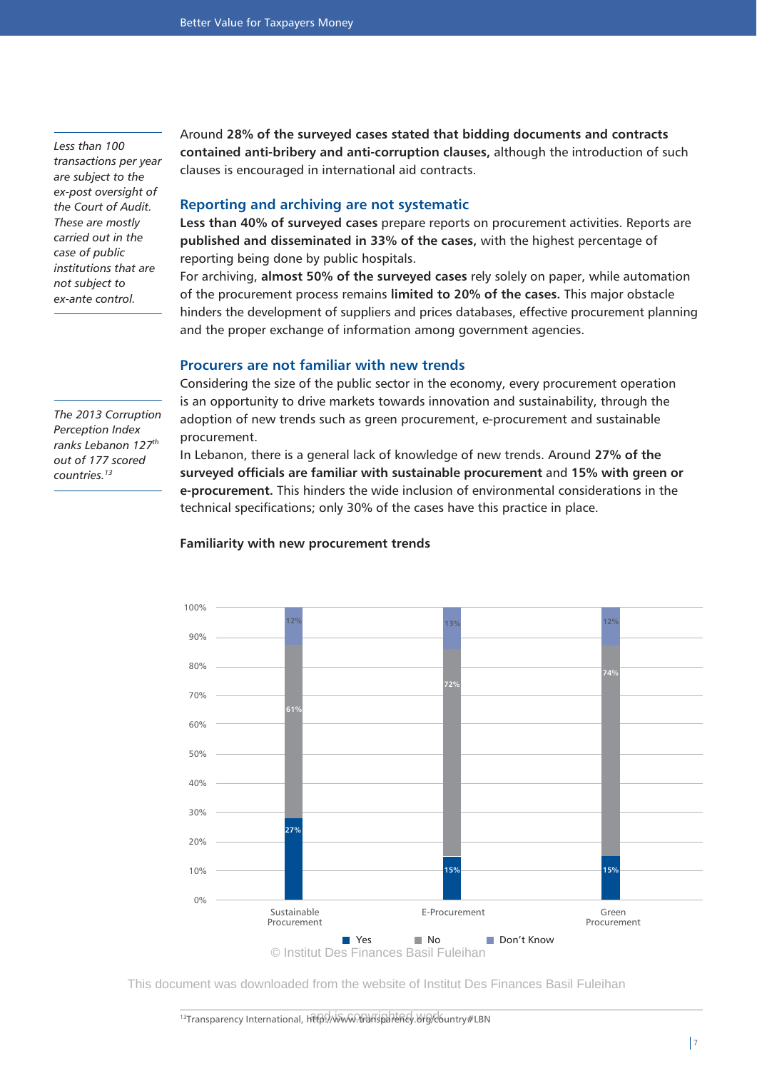*Less than 100 transactions per year are subject to the ex-post oversight of the Court of Audit. These are mostly carried out in the case of public institutions that are not subject to ex-ante control.*

Around **28% of the surveyed cases stated that bidding documents and contracts contained anti-bribery and anti-corruption clauses,** although the introduction of such clauses is encouraged in international aid contracts.

## Reporting and archiving are not systematic

**Less than 40% of surveyed cases** prepare reports on procurement activities. Reports are **published and disseminated in 33% of the cases,** with the highest percentage of reporting being done by public hospitals.

For archiving, **almost 50% of the surveyed cases** rely solely on paper, while automation of the procurement process remains **limited to 20% of the cases.** This major obstacle hinders the development of suppliers and prices databases, effective procurement planning and the proper exchange of information among government agencies.

## Procurers are not familiar with new trends

*The 2013 Corruption Perception Index ranks Lebanon 127th out of 177 scored countries.[13]*

Considering the size of the public sector in the economy, every procurement operation is an opportunity to drive markets towards innovation and sustainability, through the adoption of new trends such as green procurement, e-procurement and sustainable procurement.

In Lebanon, there is a general lack of knowledge of new trends. Around **27% of the surveyed officials are familiar with sustainable procurement** and **15% with green or e-procurement.** This hinders the wide inclusion of environmental considerations in the technical specifications; only 30% of the cases have this practice in place.

**Familiarity with new procurement trends**

| | Yes | No | Don't Know |
|---|---|---|---|
| Sustainable Procurement | 27% | 61% | 12% |
| E-Procurement | 15% | 72% | 13% |
| Green Procurement | 15% | 74% | 12% |

© Institut Des Finances Basil Fuleihan

This document was downloaded from the website of Institut Des Finances Basil Fuleihan and is copyrighted work

[13] Transparency International, http://www.transparency.org/country#LBN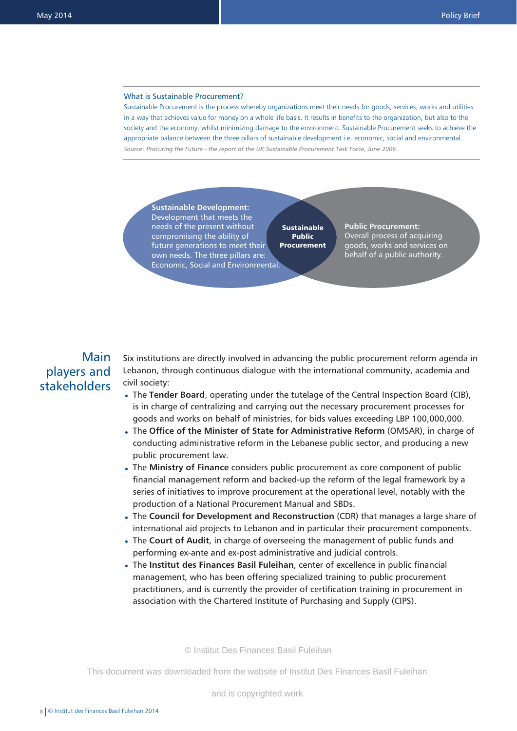### What is Sustainable Procurement?

Sustainable Procurement is the process whereby organizations meet their needs for goods, services, works and utilities in a way that achieves value for money on a whole life basis. It results in benefits to the organization, but also to the society and the economy, whilst minimizing damage to the environment. Sustainable Procurement seeks to achieve the appropriate balance between the three pillars of sustainable development i.e. economic, social and environmental.

*Source: Procuring the Future - the report of the UK Sustainable Procurement Task Force, June 2006*

**Sustainable Development:** Development that meets the needs of the present without compromising the ability of future generations to meet their own needs. The three pillars are: Economic, Social and Environmental.

**Sustainable Public Procurement**

**Public Procurement:** Overall process of acquiring goods, works and services on behalf of a public authority.

## Main players and stakeholders

Six institutions are directly involved in advancing the public procurement reform agenda in Lebanon, through continuous dialogue with the international community, academia and civil society:

- The **Tender Board**, operating under the tutelage of the Central Inspection Board (CIB), is in charge of centralizing and carrying out the necessary procurement processes for goods and works on behalf of ministries, for bids values exceeding LBP 100,000,000.
- The **Office of the Minister of State for Administrative Reform** (OMSAR), in charge of conducting administrative reform in the Lebanese public sector, and producing a new public procurement law.
- The **Ministry of Finance** considers public procurement as core component of public financial management reform and backed-up the reform of the legal framework by a series of initiatives to improve procurement at the operational level, notably with the production of a National Procurement Manual and SBDs.
- The **Council for Development and Reconstruction** (CDR) that manages a large share of international aid projects to Lebanon and in particular their procurement components.
- The **Court of Audit**, in charge of overseeing the management of public funds and performing ex-ante and ex-post administrative and judicial controls.
- The **Institut des Finances Basil Fuleihan**, center of excellence in public financial management, who has been offering specialized training to public procurement practitioners, and is currently the provider of certification training in procurement in association with the Chartered Institute of Purchasing and Supply (CIPS).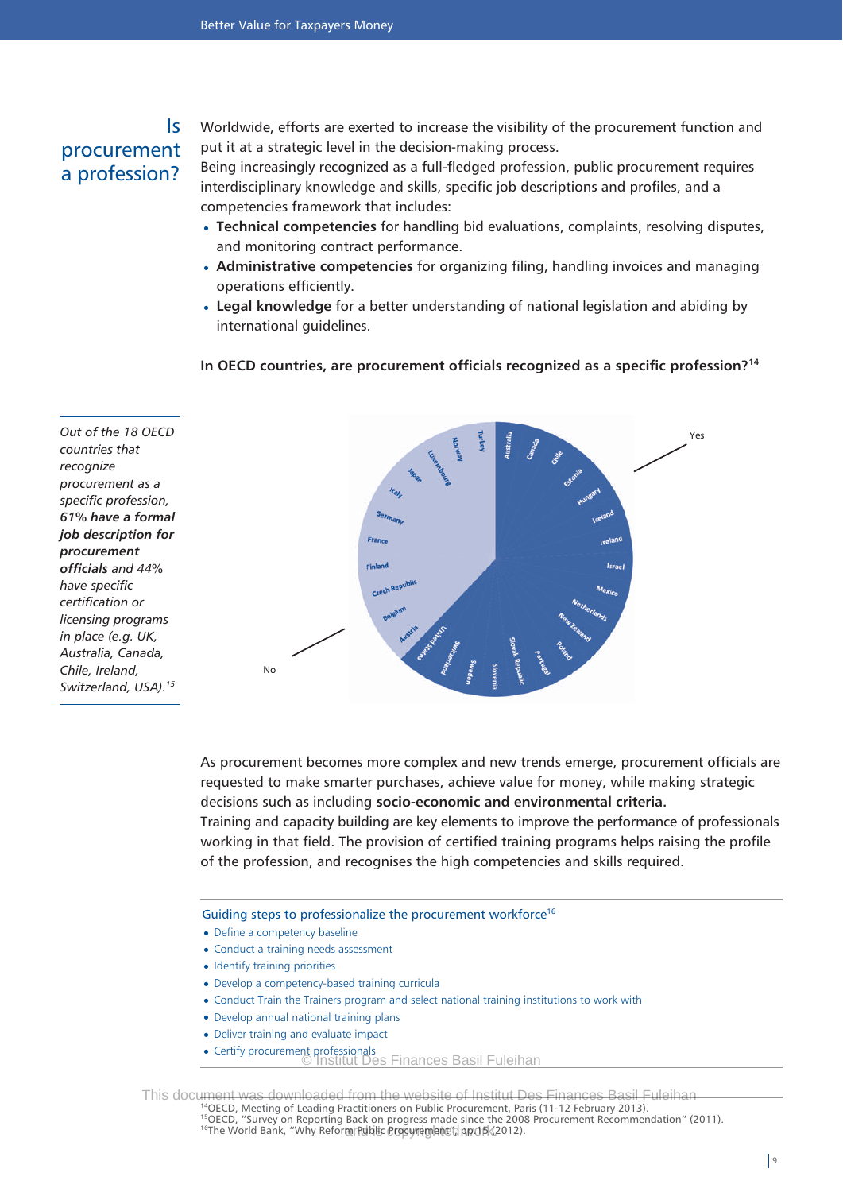## Is procurement a profession?

Worldwide, efforts are exerted to increase the visibility of the procurement function and put it at a strategic level in the decision-making process.

Being increasingly recognized as a full-fledged profession, public procurement requires interdisciplinary knowledge and skills, specific job descriptions and profiles, and a competencies framework that includes:

- **Technical competencies** for handling bid evaluations, complaints, resolving disputes, and monitoring contract performance.
- **Administrative competencies** for organizing filing, handling invoices and managing operations efficiently.
- **Legal knowledge** for a better understanding of national legislation and abiding by international guidelines.

**In OECD countries, are procurement officials recognized as a specific profession?**[14]

Yes: Australia, Canada, Chile, Estonia, Hungary, Iceland, Ireland, Israel, Mexico, Netherlands, New Zealand, Poland, Portugal, Slovak Republic, Slovenia, Sweden, Switzerland, United States

No: Turkey, Norway, Luxembourg, Japan, Italy, Germany, France, Finland, Czech Republic, Belgium, Austria

*Out of the 18 OECD countries that recognize procurement as a specific profession, **61% have a formal job description for procurement officials** and 44% have specific certification or licensing programs in place (e.g. UK, Australia, Canada, Chile, Ireland, Switzerland, USA).*[15]

As procurement becomes more complex and new trends emerge, procurement officials are requested to make smarter purchases, achieve value for money, while making strategic decisions such as including **socio-economic and environmental criteria.**

Training and capacity building are key elements to improve the performance of professionals working in that field. The provision of certified training programs helps raising the profile of the profession, and recognises the high competencies and skills required.

### Guiding steps to professionalize the procurement workforce[16]

- Define a competency baseline
- Conduct a training needs assessment
- Identify training priorities
- Develop a competency-based training curricula
- Conduct Train the Trainers program and select national training institutions to work with
- Develop annual national training plans
- Deliver training and evaluate impact
- Certify procurement professionals

[14] OECD, Meeting of Leading Practitioners on Public Procurement, Paris (11-12 February 2013).
[15] OECD, "Survey on Reporting Back on progress made since the 2008 Procurement Recommendation" (2011).
[16] The World Bank, "Why Reform Public Procurement", pp 15 (2012).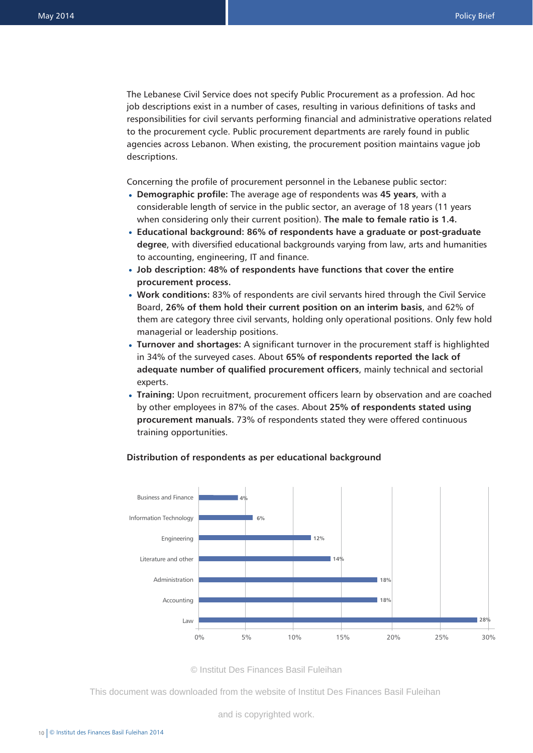The Lebanese Civil Service does not specify Public Procurement as a profession. Ad hoc job descriptions exist in a number of cases, resulting in various definitions of tasks and responsibilities for civil servants performing financial and administrative operations related to the procurement cycle. Public procurement departments are rarely found in public agencies across Lebanon. When existing, the procurement position maintains vague job descriptions.

Concerning the profile of procurement personnel in the Lebanese public sector:

- **Demographic profile:** The average age of respondents was **45 years**, with a considerable length of service in the public sector, an average of 18 years (11 years when considering only their current position). **The male to female ratio is 1.4.**
- **Educational background: 86% of respondents have a graduate or post-graduate degree**, with diversified educational backgrounds varying from law, arts and humanities to accounting, engineering, IT and finance.
- **Job description: 48% of respondents have functions that cover the entire procurement process.**
- **Work conditions:** 83% of respondents are civil servants hired through the Civil Service Board, **26% of them hold their current position on an interim basis**, and 62% of them are category three civil servants, holding only operational positions. Only few hold managerial or leadership positions.
- **Turnover and shortages:** A significant turnover in the procurement staff is highlighted in 34% of the surveyed cases. About **65% of respondents reported the lack of adequate number of qualified procurement officers**, mainly technical and sectorial experts.
- **Training:** Upon recruitment, procurement officers learn by observation and are coached by other employees in 87% of the cases. About **25% of respondents stated using procurement manuals.** 73% of respondents stated they were offered continuous training opportunities.

**Distribution of respondents as per educational background**

| Educational background | Share of respondents |
| --- | --- |
| Business and Finance | 4% |
| Information Technology | 6% |
| Engineering | 12% |
| Literature and other | 14% |
| Administration | 18% |
| Accounting | 18% |
| Law | 28% |

© Institut Des Finances Basil Fuleihan

This document was downloaded from the website of Institut Des Finances Basil Fuleihan and is copyrighted work.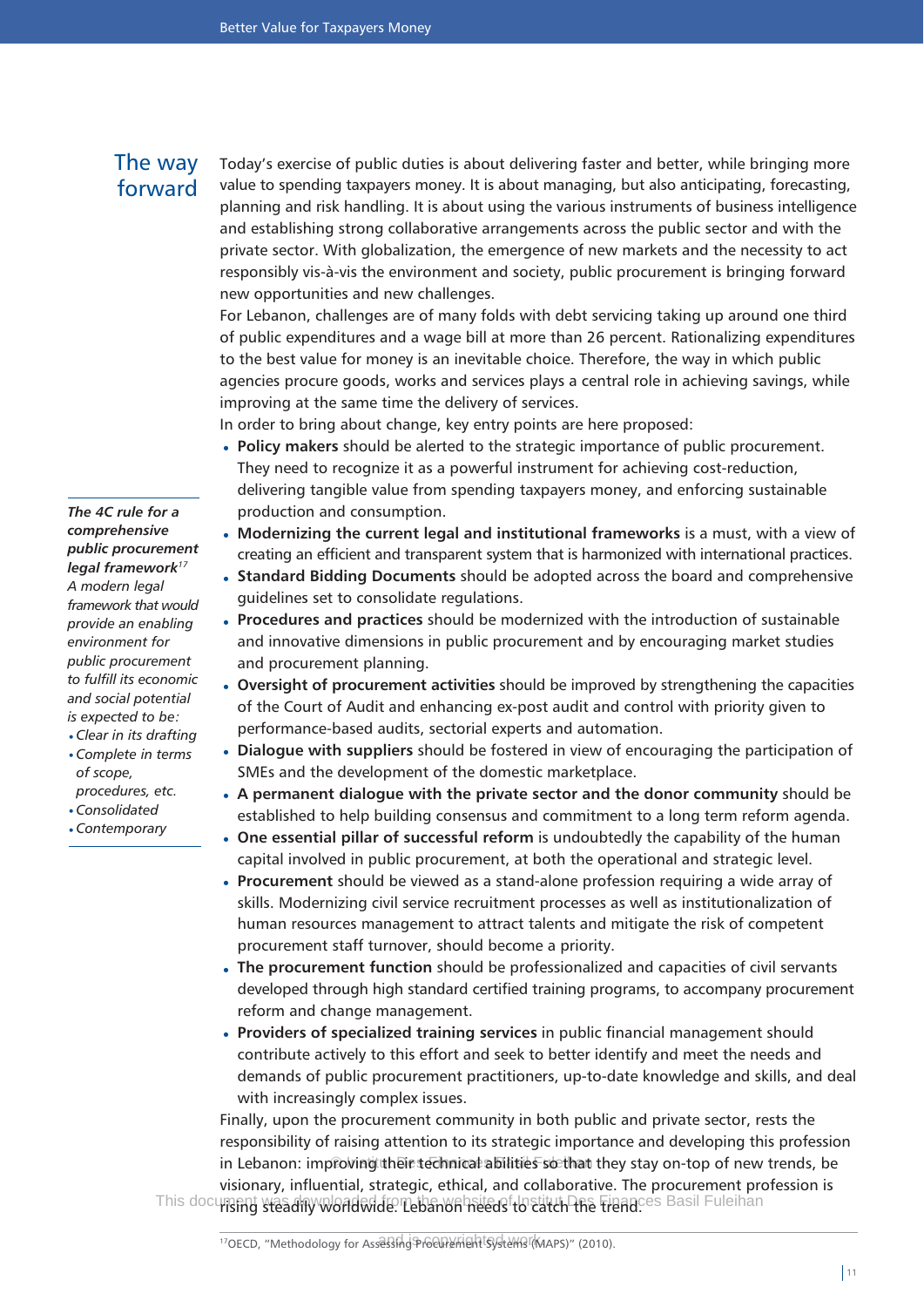## The way forward

Today's exercise of public duties is about delivering faster and better, while bringing more value to spending taxpayers money. It is about managing, but also anticipating, forecasting, planning and risk handling. It is about using the various instruments of business intelligence and establishing strong collaborative arrangements across the public sector and with the private sector. With globalization, the emergence of new markets and the necessity to act responsibly vis-à-vis the environment and society, public procurement is bringing forward new opportunities and new challenges.

For Lebanon, challenges are of many folds with debt servicing taking up around one third of public expenditures and a wage bill at more than 26 percent. Rationalizing expenditures to the best value for money is an inevitable choice. Therefore, the way in which public agencies procure goods, works and services plays a central role in achieving savings, while improving at the same time the delivery of services.

In order to bring about change, key entry points are here proposed:

- **Policy makers** should be alerted to the strategic importance of public procurement. They need to recognize it as a powerful instrument for achieving cost-reduction, delivering tangible value from spending taxpayers money, and enforcing sustainable production and consumption.
- **Modernizing the current legal and institutional frameworks** is a must, with a view of creating an efficient and transparent system that is harmonized with international practices.
- **Standard Bidding Documents** should be adopted across the board and comprehensive guidelines set to consolidate regulations.
- **Procedures and practices** should be modernized with the introduction of sustainable and innovative dimensions in public procurement and by encouraging market studies and procurement planning.
- **Oversight of procurement activities** should be improved by strengthening the capacities of the Court of Audit and enhancing ex-post audit and control with priority given to performance-based audits, sectorial experts and automation.
- **Dialogue with suppliers** should be fostered in view of encouraging the participation of SMEs and the development of the domestic marketplace.
- **A permanent dialogue with the private sector and the donor community** should be established to help building consensus and commitment to a long term reform agenda.
- **One essential pillar of successful reform** is undoubtedly the capability of the human capital involved in public procurement, at both the operational and strategic level.
- **Procurement** should be viewed as a stand-alone profession requiring a wide array of skills. Modernizing civil service recruitment processes as well as institutionalization of human resources management to attract talents and mitigate the risk of competent procurement staff turnover, should become a priority.
- **The procurement function** should be professionalized and capacities of civil servants developed through high standard certified training programs, to accompany procurement reform and change management.
- **Providers of specialized training services** in public financial management should contribute actively to this effort and seek to better identify and meet the needs and demands of public procurement practitioners, up-to-date knowledge and skills, and deal with increasingly complex issues.

Finally, upon the procurement community in both public and private sector, rests the responsibility of raising attention to its strategic importance and developing this profession in Lebanon: improving their technical abilities so that they stay on-top of new trends, be visionary, influential, strategic, ethical, and collaborative. The procurement profession is rising steadily worldwide. Lebanon needs to catch the trend.

> ***The 4C rule for a comprehensive public procurement legal framework***[17]
>
> *A modern legal framework that would provide an enabling environment for public procurement to fulfill its economic and social potential is expected to be:*
>
> - *Clear in its drafting*
> - *Complete in terms of scope, procedures, etc.*
> - *Consolidated*
> - *Contemporary*

[17] OECD, "Methodology for Assessing Procurement Systems (MAPS)" (2010).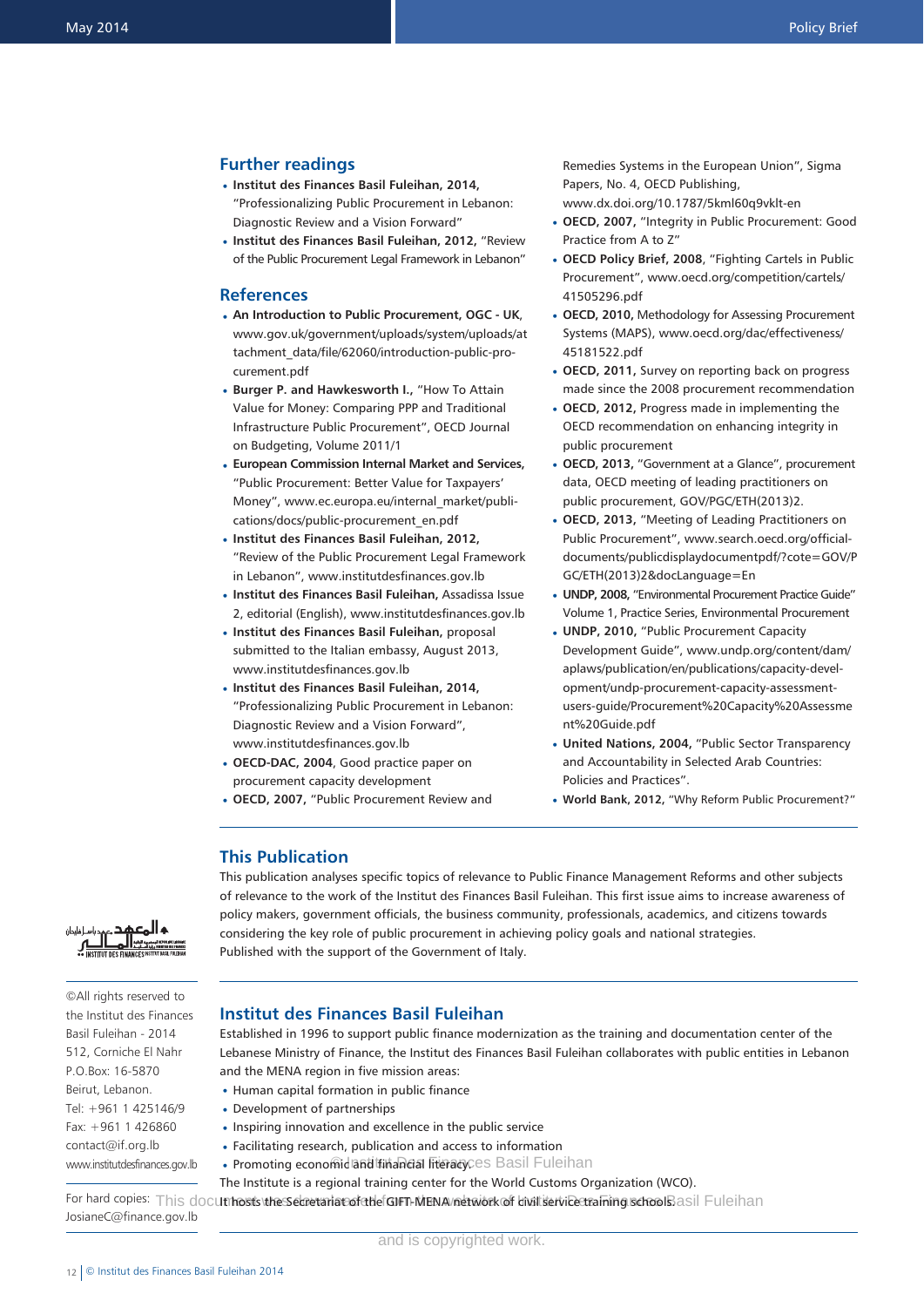## Further readings

- **Institut des Finances Basil Fuleihan, 2014,** "Professionalizing Public Procurement in Lebanon: Diagnostic Review and a Vision Forward"
- **Institut des Finances Basil Fuleihan, 2012,** "Review of the Public Procurement Legal Framework in Lebanon"

## References

- **An Introduction to Public Procurement, OGC - UK,** www.gov.uk/government/uploads/system/uploads/attachment_data/file/62060/introduction-public-procurement.pdf
- **Burger P. and Hawkesworth I.,** "How To Attain Value for Money: Comparing PPP and Traditional Infrastructure Public Procurement", OECD Journal on Budgeting, Volume 2011/1
- **European Commission Internal Market and Services,** "Public Procurement: Better Value for Taxpayers' Money", www.ec.europa.eu/internal_market/publications/docs/public-procurement_en.pdf
- **Institut des Finances Basil Fuleihan, 2012,** "Review of the Public Procurement Legal Framework in Lebanon", www.institutdesfinances.gov.lb
- **Institut des Finances Basil Fuleihan,** Assadissa Issue 2, editorial (English), www.institutdesfinances.gov.lb
- **Institut des Finances Basil Fuleihan,** proposal submitted to the Italian embassy, August 2013, www.institutdesfinances.gov.lb
- **Institut des Finances Basil Fuleihan, 2014,** "Professionalizing Public Procurement in Lebanon: Diagnostic Review and a Vision Forward", www.institutdesfinances.gov.lb
- **OECD-DAC, 2004,** Good practice paper on procurement capacity development
- **OECD, 2007,** "Public Procurement Review and Remedies Systems in the European Union", Sigma Papers, No. 4, OECD Publishing, www.dx.doi.org/10.1787/5kml60q9vklt-en
- **OECD, 2007,** "Integrity in Public Procurement: Good Practice from A to Z"
- **OECD Policy Brief, 2008,** "Fighting Cartels in Public Procurement", www.oecd.org/competition/cartels/41505296.pdf
- **OECD, 2010,** Methodology for Assessing Procurement Systems (MAPS), www.oecd.org/dac/effectiveness/45181522.pdf
- **OECD, 2011,** Survey on reporting back on progress made since the 2008 procurement recommendation
- **OECD, 2012,** Progress made in implementing the OECD recommendation on enhancing integrity in public procurement
- **OECD, 2013,** "Government at a Glance", procurement data, OECD meeting of leading practitioners on public procurement, GOV/PGC/ETH(2013)2.
- **OECD, 2013,** "Meeting of Leading Practitioners on Public Procurement", www.search.oecd.org/official-documents/publicdisplaydocumentpdf/?cote=GOV/PGC/ETH(2013)2&docLanguage=En
- **UNDP, 2008,** "Environmental Procurement Practice Guide" Volume 1, Practice Series, Environmental Procurement
- **UNDP, 2010,** "Public Procurement Capacity Development Guide", www.undp.org/content/dam/aplaws/publication/en/publications/capacity-development/undp-procurement-capacity-assessment-users-guide/Procurement%20Capacity%20Assessment%20Guide.pdf
- **United Nations, 2004,** "Public Sector Transparency and Accountability in Selected Arab Countries: Policies and Practices".
- **World Bank, 2012,** "Why Reform Public Procurement?"

## This Publication

This publication analyses specific topics of relevance to Public Finance Management Reforms and other subjects of relevance to the work of the Institut des Finances Basil Fuleihan. This first issue aims to increase awareness of policy makers, government officials, the business community, professionals, academics, and citizens towards considering the key role of public procurement in achieving policy goals and national strategies.
Published with the support of the Government of Italy.

## Institut des Finances Basil Fuleihan

Established in 1996 to support public finance modernization as the training and documentation center of the Lebanese Ministry of Finance, the Institut des Finances Basil Fuleihan collaborates with public entities in Lebanon and the MENA region in five mission areas:

- Human capital formation in public finance
- Development of partnerships
- Inspiring innovation and excellence in the public service
- Facilitating research, publication and access to information
- Promoting economic and financial literacy

The Institute is a regional training center for the World Customs Organization (WCO).
It hosts the Secretariat of the GIFT-MENA network of civil service training schools.

©All rights reserved to the Institut des Finances Basil Fuleihan - 2014
512, Corniche El Nahr
P.O.Box: 16-5870
Beirut, Lebanon.
Tel: +961 1 425146/9
Fax: +961 1 426860
contact@if.org.lb
www.institutdesfinances.gov.lb

For hard copies: JosianeC@finance.gov.lb